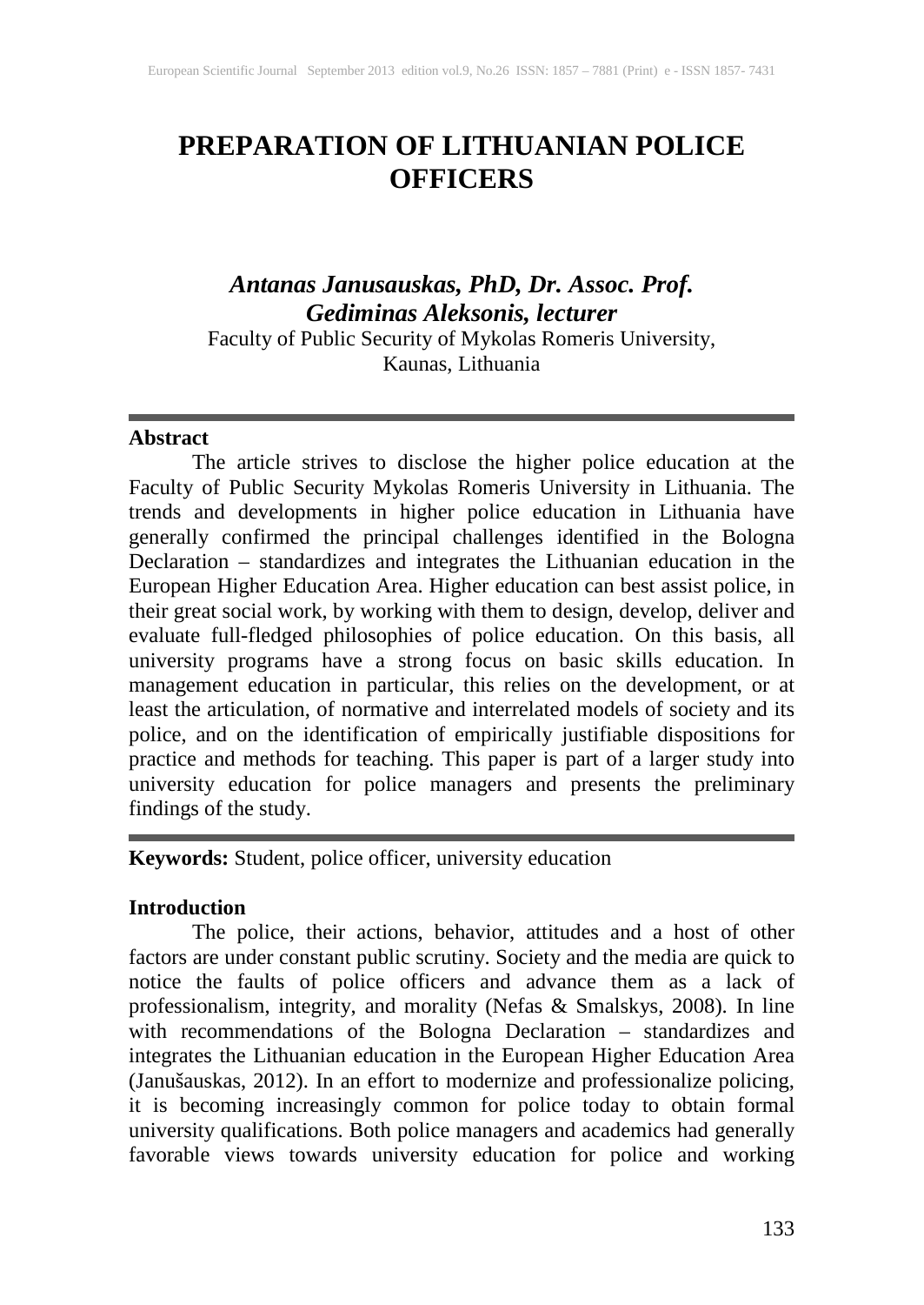# PREPARATION OF LITHUANIAN POLICE OFFICERS

***Antanas Janusauskas, PhD, Dr. Assoc. Prof.***
***Gediminas Aleksonis, lecturer***
Faculty of Public Security of Mykolas Romeris University, Kaunas, Lithuania

---

**Abstract**

The article strives to disclose the higher police education at the Faculty of Public Security Mykolas Romeris University in Lithuania. The trends and developments in higher police education in Lithuania have generally confirmed the principal challenges identified in the Bologna Declaration – standardizes and integrates the Lithuanian education in the European Higher Education Area. Higher education can best assist police, in their great social work, by working with them to design, develop, deliver and evaluate full-fledged philosophies of police education. On this basis, all university programs have a strong focus on basic skills education. In management education in particular, this relies on the development, or at least the articulation, of normative and interrelated models of society and its police, and on the identification of empirically justifiable dispositions for practice and methods for teaching. This paper is part of a larger study into university education for police managers and presents the preliminary findings of the study.

---

**Keywords:** Student, police officer, university education

**Introduction**

The police, their actions, behavior, attitudes and a host of other factors are under constant public scrutiny. Society and the media are quick to notice the faults of police officers and advance them as a lack of professionalism, integrity, and morality (Nefas & Smalskys, 2008). In line with recommendations of the Bologna Declaration – standardizes and integrates the Lithuanian education in the European Higher Education Area (Janušauskas, 2012). In an effort to modernize and professionalize policing, it is becoming increasingly common for police today to obtain formal university qualifications. Both police managers and academics had generally favorable views towards university education for police and working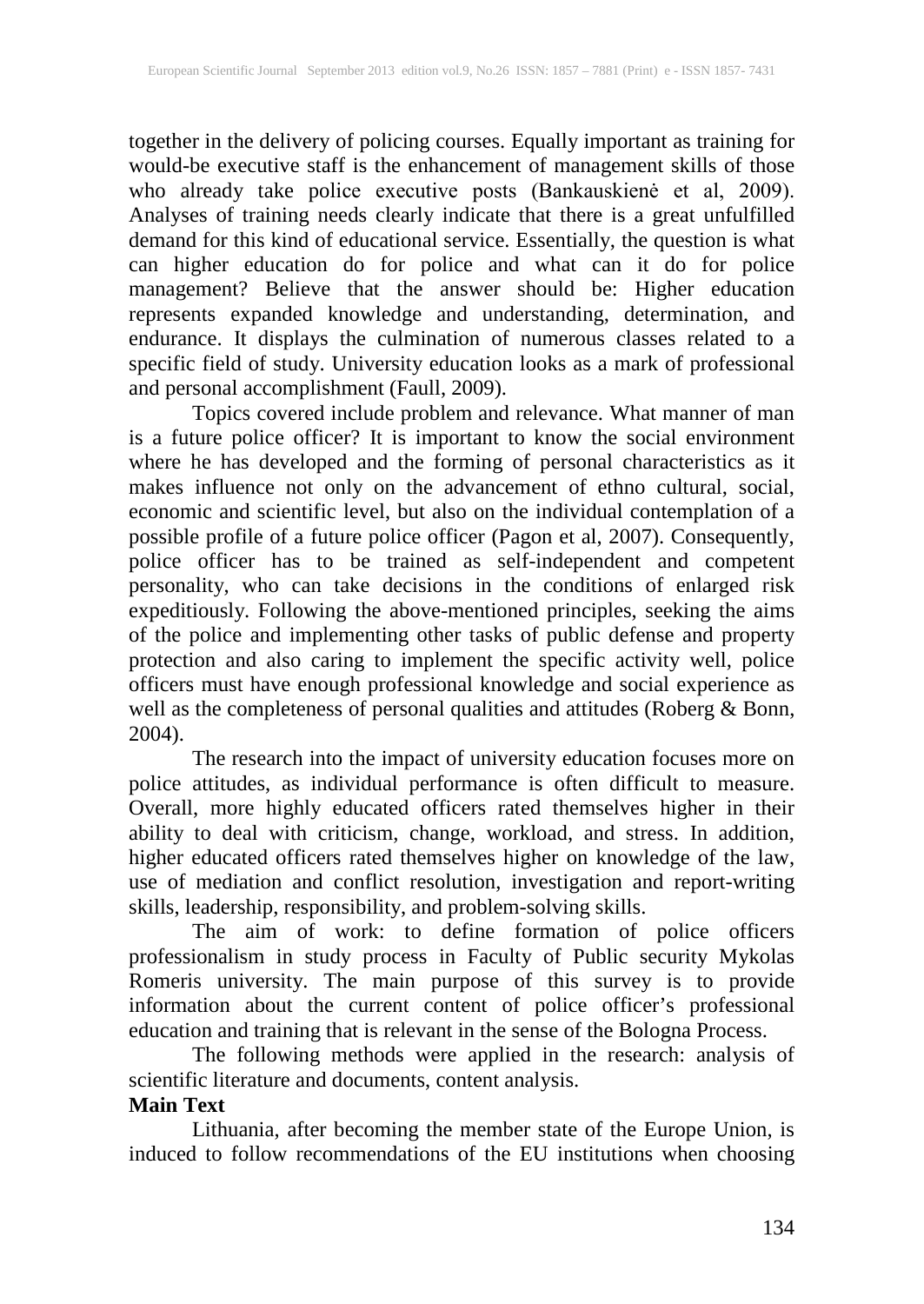together in the delivery of policing courses. Equally important as training for would-be executive staff is the enhancement of management skills of those who already take police executive posts (Bankauskienė et al, 2009). Analyses of training needs clearly indicate that there is a great unfulfilled demand for this kind of educational service. Essentially, the question is what can higher education do for police and what can it do for police management? Believe that the answer should be: Higher education represents expanded knowledge and understanding, determination, and endurance. It displays the culmination of numerous classes related to a specific field of study. University education looks as a mark of professional and personal accomplishment (Faull, 2009).

Topics covered include problem and relevance. What manner of man is a future police officer? It is important to know the social environment where he has developed and the forming of personal characteristics as it makes influence not only on the advancement of ethno cultural, social, economic and scientific level, but also on the individual contemplation of a possible profile of a future police officer (Pagon et al, 2007). Consequently, police officer has to be trained as self-independent and competent personality, who can take decisions in the conditions of enlarged risk expeditiously. Following the above-mentioned principles, seeking the aims of the police and implementing other tasks of public defense and property protection and also caring to implement the specific activity well, police officers must have enough professional knowledge and social experience as well as the completeness of personal qualities and attitudes (Roberg & Bonn, 2004).

The research into the impact of university education focuses more on police attitudes, as individual performance is often difficult to measure. Overall, more highly educated officers rated themselves higher in their ability to deal with criticism, change, workload, and stress. In addition, higher educated officers rated themselves higher on knowledge of the law, use of mediation and conflict resolution, investigation and report-writing skills, leadership, responsibility, and problem-solving skills.

The aim of work: to define formation of police officers professionalism in study process in Faculty of Public security Mykolas Romeris university. The main purpose of this survey is to provide information about the current content of police officer's professional education and training that is relevant in the sense of the Bologna Process.

The following methods were applied in the research: analysis of scientific literature and documents, content analysis.

**Main Text**

Lithuania, after becoming the member state of the Europe Union, is induced to follow recommendations of the EU institutions when choosing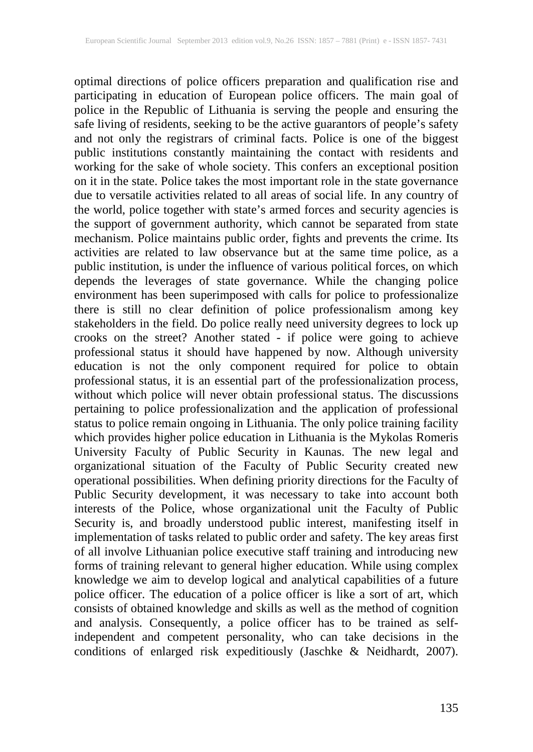optimal directions of police officers preparation and qualification rise and participating in education of European police officers. The main goal of police in the Republic of Lithuania is serving the people and ensuring the safe living of residents, seeking to be the active guarantors of people's safety and not only the registrars of criminal facts. Police is one of the biggest public institutions constantly maintaining the contact with residents and working for the sake of whole society. This confers an exceptional position on it in the state. Police takes the most important role in the state governance due to versatile activities related to all areas of social life. In any country of the world, police together with state's armed forces and security agencies is the support of government authority, which cannot be separated from state mechanism. Police maintains public order, fights and prevents the crime. Its activities are related to law observance but at the same time police, as a public institution, is under the influence of various political forces, on which depends the leverages of state governance. While the changing police environment has been superimposed with calls for police to professionalize there is still no clear definition of police professionalism among key stakeholders in the field. Do police really need university degrees to lock up crooks on the street? Another stated - if police were going to achieve professional status it should have happened by now. Although university education is not the only component required for police to obtain professional status, it is an essential part of the professionalization process, without which police will never obtain professional status. The discussions pertaining to police professionalization and the application of professional status to police remain ongoing in Lithuania. The only police training facility which provides higher police education in Lithuania is the Mykolas Romeris University Faculty of Public Security in Kaunas. The new legal and organizational situation of the Faculty of Public Security created new operational possibilities. When defining priority directions for the Faculty of Public Security development, it was necessary to take into account both interests of the Police, whose organizational unit the Faculty of Public Security is, and broadly understood public interest, manifesting itself in implementation of tasks related to public order and safety. The key areas first of all involve Lithuanian police executive staff training and introducing new forms of training relevant to general higher education. While using complex knowledge we aim to develop logical and analytical capabilities of a future police officer. The education of a police officer is like a sort of art, which consists of obtained knowledge and skills as well as the method of cognition and analysis. Consequently, a police officer has to be trained as self-independent and competent personality, who can take decisions in the conditions of enlarged risk expeditiously (Jaschke & Neidhardt, 2007).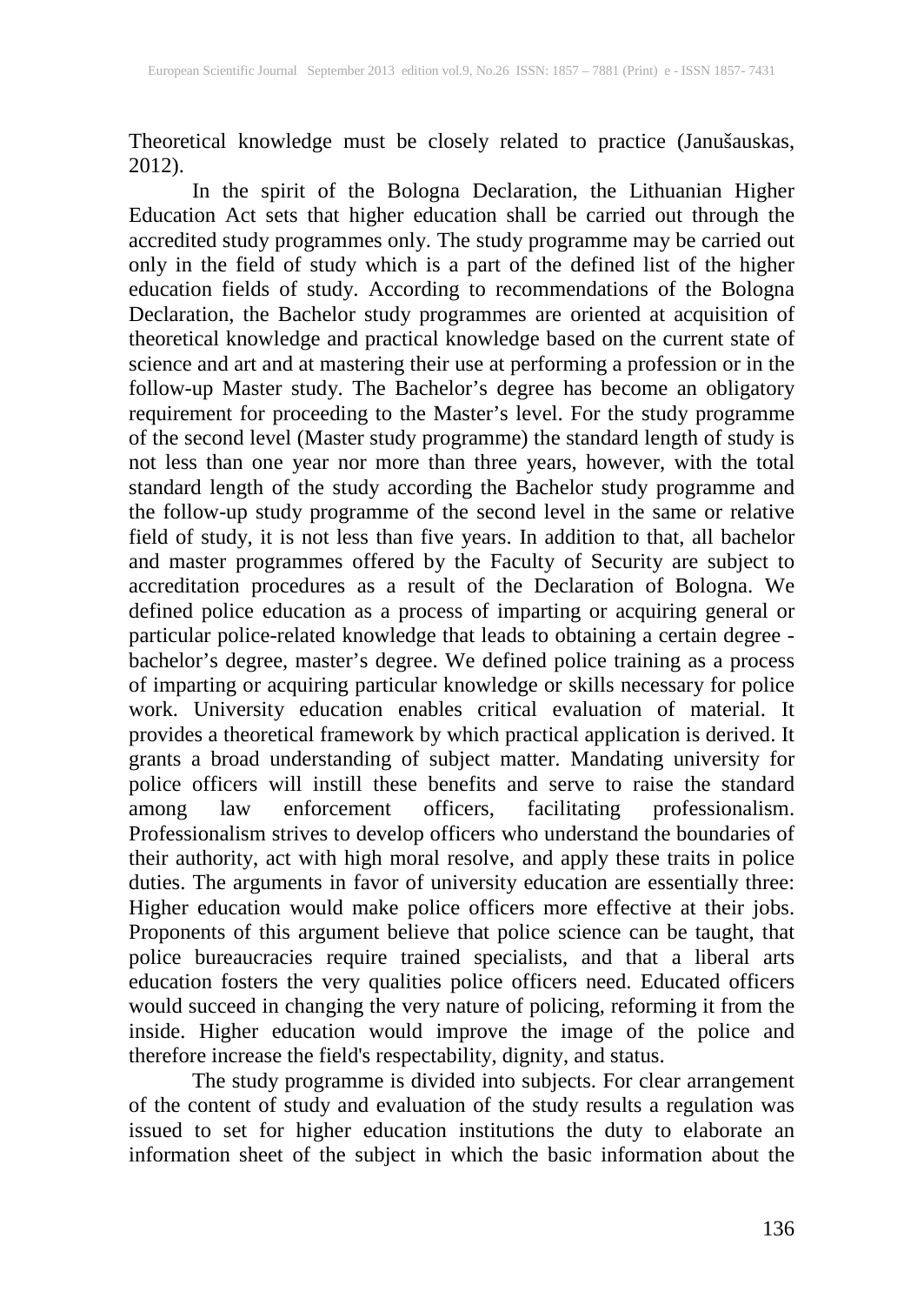Theoretical knowledge must be closely related to practice (Janušauskas, 2012).

In the spirit of the Bologna Declaration, the Lithuanian Higher Education Act sets that higher education shall be carried out through the accredited study programmes only. The study programme may be carried out only in the field of study which is a part of the defined list of the higher education fields of study. According to recommendations of the Bologna Declaration, the Bachelor study programmes are oriented at acquisition of theoretical knowledge and practical knowledge based on the current state of science and art and at mastering their use at performing a profession or in the follow-up Master study. The Bachelor's degree has become an obligatory requirement for proceeding to the Master's level. For the study programme of the second level (Master study programme) the standard length of study is not less than one year nor more than three years, however, with the total standard length of the study according the Bachelor study programme and the follow-up study programme of the second level in the same or relative field of study, it is not less than five years. In addition to that, all bachelor and master programmes offered by the Faculty of Security are subject to accreditation procedures as a result of the Declaration of Bologna. We defined police education as a process of imparting or acquiring general or particular police-related knowledge that leads to obtaining a certain degree - bachelor's degree, master's degree. We defined police training as a process of imparting or acquiring particular knowledge or skills necessary for police work. University education enables critical evaluation of material. It provides a theoretical framework by which practical application is derived. It grants a broad understanding of subject matter. Mandating university for police officers will instill these benefits and serve to raise the standard among law enforcement officers, facilitating professionalism. Professionalism strives to develop officers who understand the boundaries of their authority, act with high moral resolve, and apply these traits in police duties. The arguments in favor of university education are essentially three: Higher education would make police officers more effective at their jobs. Proponents of this argument believe that police science can be taught, that police bureaucracies require trained specialists, and that a liberal arts education fosters the very qualities police officers need. Educated officers would succeed in changing the very nature of policing, reforming it from the inside. Higher education would improve the image of the police and therefore increase the field's respectability, dignity, and status.

The study programme is divided into subjects. For clear arrangement of the content of study and evaluation of the study results a regulation was issued to set for higher education institutions the duty to elaborate an information sheet of the subject in which the basic information about the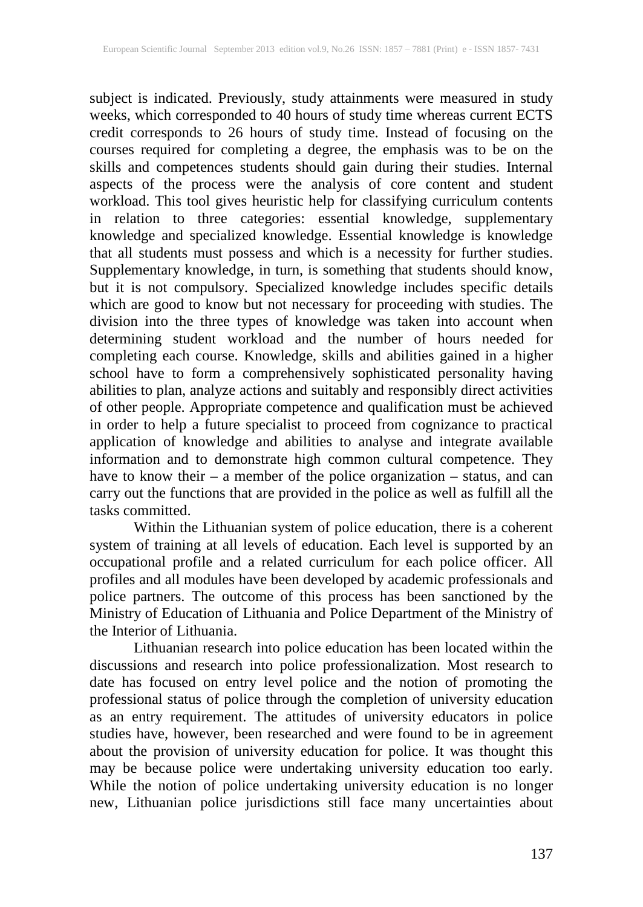subject is indicated. Previously, study attainments were measured in study weeks, which corresponded to 40 hours of study time whereas current ECTS credit corresponds to 26 hours of study time. Instead of focusing on the courses required for completing a degree, the emphasis was to be on the skills and competences students should gain during their studies. Internal aspects of the process were the analysis of core content and student workload. This tool gives heuristic help for classifying curriculum contents in relation to three categories: essential knowledge, supplementary knowledge and specialized knowledge. Essential knowledge is knowledge that all students must possess and which is a necessity for further studies. Supplementary knowledge, in turn, is something that students should know, but it is not compulsory. Specialized knowledge includes specific details which are good to know but not necessary for proceeding with studies. The division into the three types of knowledge was taken into account when determining student workload and the number of hours needed for completing each course. Knowledge, skills and abilities gained in a higher school have to form a comprehensively sophisticated personality having abilities to plan, analyze actions and suitably and responsibly direct activities of other people. Appropriate competence and qualification must be achieved in order to help a future specialist to proceed from cognizance to practical application of knowledge and abilities to analyse and integrate available information and to demonstrate high common cultural competence. They have to know their – a member of the police organization – status, and can carry out the functions that are provided in the police as well as fulfill all the tasks committed.

Within the Lithuanian system of police education, there is a coherent system of training at all levels of education. Each level is supported by an occupational profile and a related curriculum for each police officer. All profiles and all modules have been developed by academic professionals and police partners. The outcome of this process has been sanctioned by the Ministry of Education of Lithuania and Police Department of the Ministry of the Interior of Lithuania.

Lithuanian research into police education has been located within the discussions and research into police professionalization. Most research to date has focused on entry level police and the notion of promoting the professional status of police through the completion of university education as an entry requirement. The attitudes of university educators in police studies have, however, been researched and were found to be in agreement about the provision of university education for police. It was thought this may be because police were undertaking university education too early. While the notion of police undertaking university education is no longer new, Lithuanian police jurisdictions still face many uncertainties about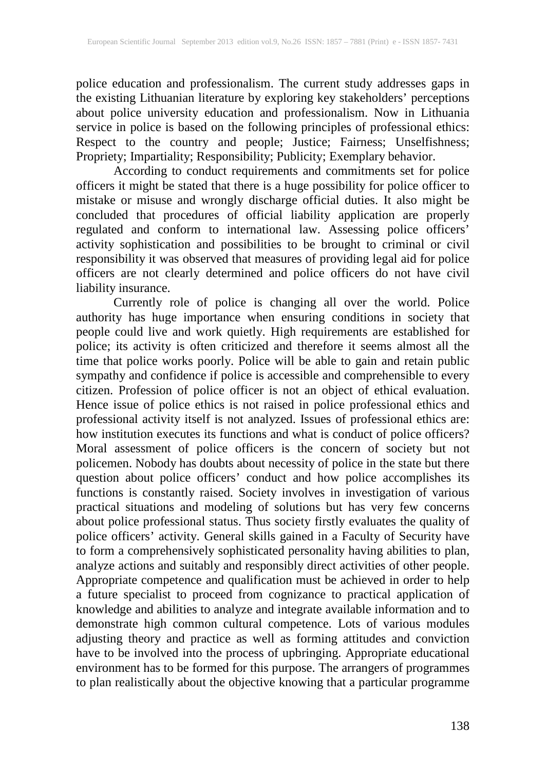police education and professionalism. The current study addresses gaps in the existing Lithuanian literature by exploring key stakeholders' perceptions about police university education and professionalism. Now in Lithuania service in police is based on the following principles of professional ethics: Respect to the country and people; Justice; Fairness; Unselfishness; Propriety; Impartiality; Responsibility; Publicity; Exemplary behavior.

According to conduct requirements and commitments set for police officers it might be stated that there is a huge possibility for police officer to mistake or misuse and wrongly discharge official duties. It also might be concluded that procedures of official liability application are properly regulated and conform to international law. Assessing police officers' activity sophistication and possibilities to be brought to criminal or civil responsibility it was observed that measures of providing legal aid for police officers are not clearly determined and police officers do not have civil liability insurance.

Currently role of police is changing all over the world. Police authority has huge importance when ensuring conditions in society that people could live and work quietly. High requirements are established for police; its activity is often criticized and therefore it seems almost all the time that police works poorly. Police will be able to gain and retain public sympathy and confidence if police is accessible and comprehensible to every citizen. Profession of police officer is not an object of ethical evaluation. Hence issue of police ethics is not raised in police professional ethics and professional activity itself is not analyzed. Issues of professional ethics are: how institution executes its functions and what is conduct of police officers? Moral assessment of police officers is the concern of society but not policemen. Nobody has doubts about necessity of police in the state but there question about police officers' conduct and how police accomplishes its functions is constantly raised. Society involves in investigation of various practical situations and modeling of solutions but has very few concerns about police professional status. Thus society firstly evaluates the quality of police officers' activity. General skills gained in a Faculty of Security have to form a comprehensively sophisticated personality having abilities to plan, analyze actions and suitably and responsibly direct activities of other people. Appropriate competence and qualification must be achieved in order to help a future specialist to proceed from cognizance to practical application of knowledge and abilities to analyze and integrate available information and to demonstrate high common cultural competence. Lots of various modules adjusting theory and practice as well as forming attitudes and conviction have to be involved into the process of upbringing. Appropriate educational environment has to be formed for this purpose. The arrangers of programmes to plan realistically about the objective knowing that a particular programme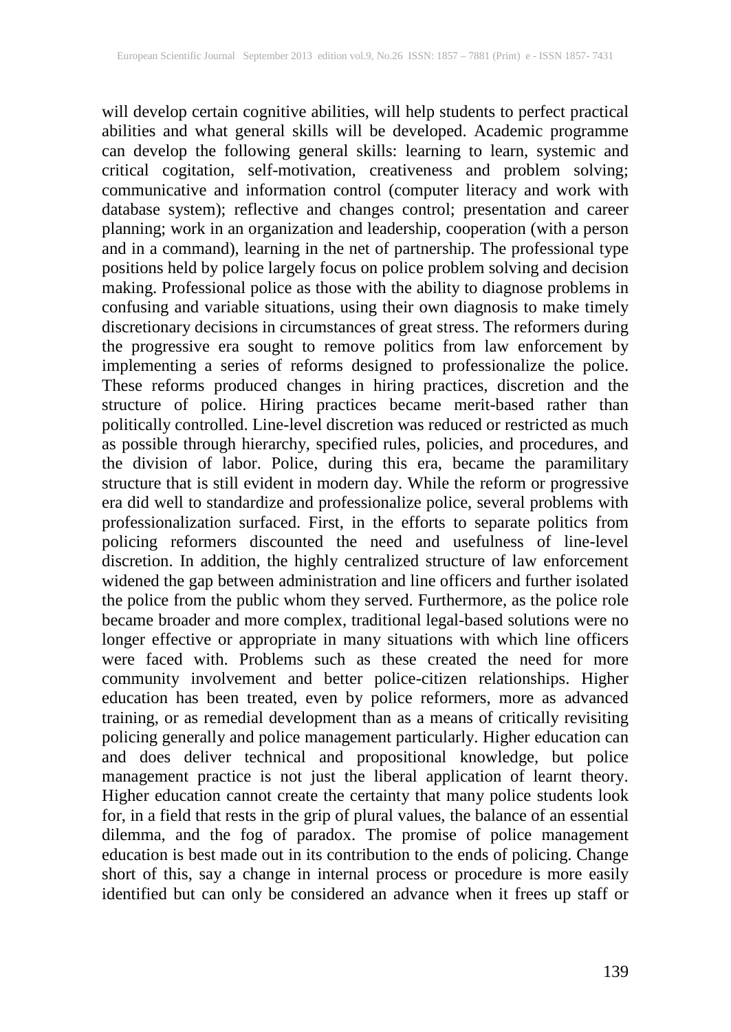will develop certain cognitive abilities, will help students to perfect practical abilities and what general skills will be developed. Academic programme can develop the following general skills: learning to learn, systemic and critical cogitation, self-motivation, creativeness and problem solving; communicative and information control (computer literacy and work with database system); reflective and changes control; presentation and career planning; work in an organization and leadership, cooperation (with a person and in a command), learning in the net of partnership. The professional type positions held by police largely focus on police problem solving and decision making. Professional police as those with the ability to diagnose problems in confusing and variable situations, using their own diagnosis to make timely discretionary decisions in circumstances of great stress. The reformers during the progressive era sought to remove politics from law enforcement by implementing a series of reforms designed to professionalize the police. These reforms produced changes in hiring practices, discretion and the structure of police. Hiring practices became merit-based rather than politically controlled. Line-level discretion was reduced or restricted as much as possible through hierarchy, specified rules, policies, and procedures, and the division of labor. Police, during this era, became the paramilitary structure that is still evident in modern day. While the reform or progressive era did well to standardize and professionalize police, several problems with professionalization surfaced. First, in the efforts to separate politics from policing reformers discounted the need and usefulness of line-level discretion. In addition, the highly centralized structure of law enforcement widened the gap between administration and line officers and further isolated the police from the public whom they served. Furthermore, as the police role became broader and more complex, traditional legal-based solutions were no longer effective or appropriate in many situations with which line officers were faced with. Problems such as these created the need for more community involvement and better police-citizen relationships. Higher education has been treated, even by police reformers, more as advanced training, or as remedial development than as a means of critically revisiting policing generally and police management particularly. Higher education can and does deliver technical and propositional knowledge, but police management practice is not just the liberal application of learnt theory. Higher education cannot create the certainty that many police students look for, in a field that rests in the grip of plural values, the balance of an essential dilemma, and the fog of paradox. The promise of police management education is best made out in its contribution to the ends of policing. Change short of this, say a change in internal process or procedure is more easily identified but can only be considered an advance when it frees up staff or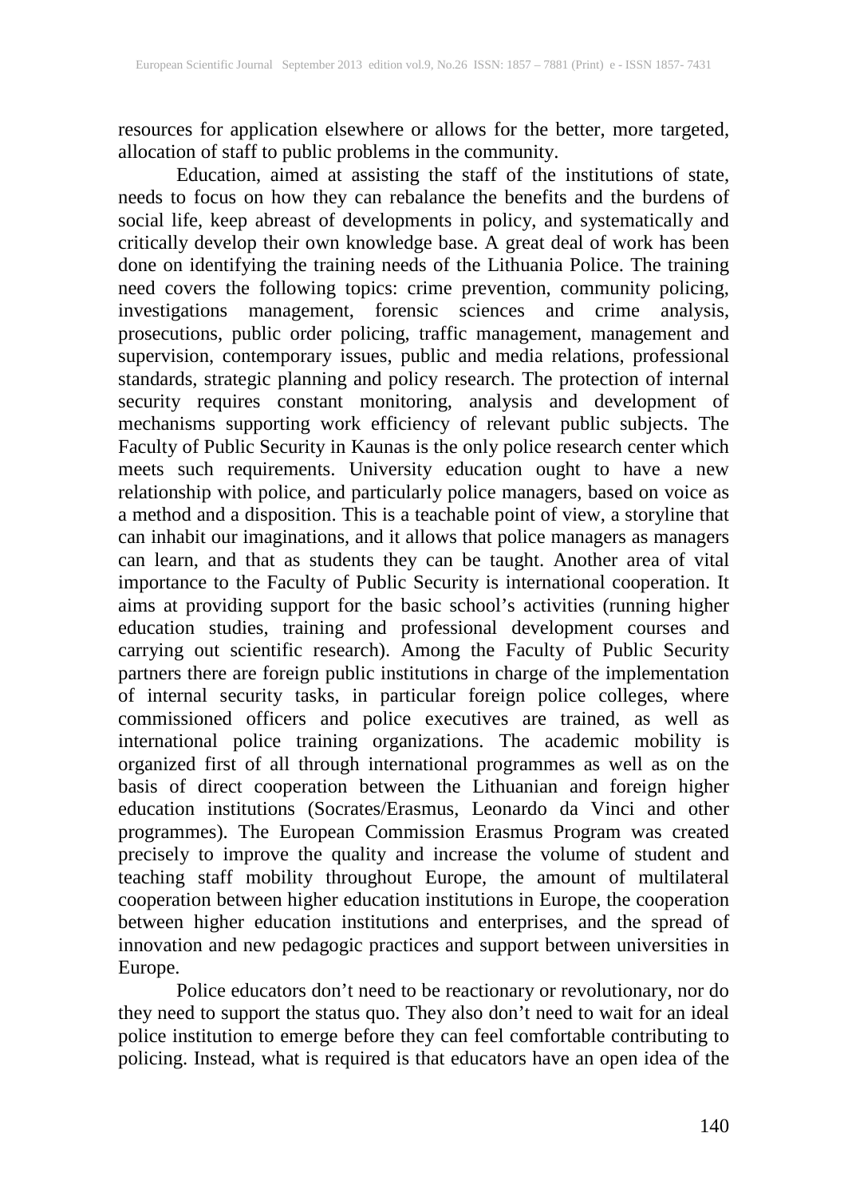resources for application elsewhere or allows for the better, more targeted, allocation of staff to public problems in the community.

Education, aimed at assisting the staff of the institutions of state, needs to focus on how they can rebalance the benefits and the burdens of social life, keep abreast of developments in policy, and systematically and critically develop their own knowledge base. A great deal of work has been done on identifying the training needs of the Lithuania Police. The training need covers the following topics: crime prevention, community policing, investigations management, forensic sciences and crime analysis, prosecutions, public order policing, traffic management, management and supervision, contemporary issues, public and media relations, professional standards, strategic planning and policy research. The protection of internal security requires constant monitoring, analysis and development of mechanisms supporting work efficiency of relevant public subjects. The Faculty of Public Security in Kaunas is the only police research center which meets such requirements. University education ought to have a new relationship with police, and particularly police managers, based on voice as a method and a disposition. This is a teachable point of view, a storyline that can inhabit our imaginations, and it allows that police managers as managers can learn, and that as students they can be taught. Another area of vital importance to the Faculty of Public Security is international cooperation. It aims at providing support for the basic school's activities (running higher education studies, training and professional development courses and carrying out scientific research). Among the Faculty of Public Security partners there are foreign public institutions in charge of the implementation of internal security tasks, in particular foreign police colleges, where commissioned officers and police executives are trained, as well as international police training organizations. The academic mobility is organized first of all through international programmes as well as on the basis of direct cooperation between the Lithuanian and foreign higher education institutions (Socrates/Erasmus, Leonardo da Vinci and other programmes). The European Commission Erasmus Program was created precisely to improve the quality and increase the volume of student and teaching staff mobility throughout Europe, the amount of multilateral cooperation between higher education institutions in Europe, the cooperation between higher education institutions and enterprises, and the spread of innovation and new pedagogic practices and support between universities in Europe.

Police educators don't need to be reactionary or revolutionary, nor do they need to support the status quo. They also don't need to wait for an ideal police institution to emerge before they can feel comfortable contributing to policing. Instead, what is required is that educators have an open idea of the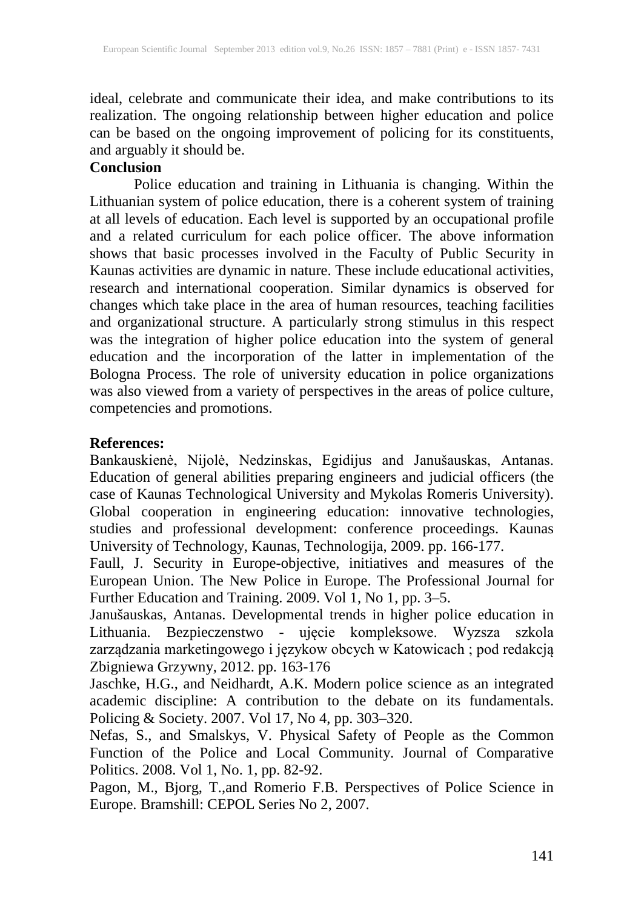ideal, celebrate and communicate their idea, and make contributions to its realization. The ongoing relationship between higher education and police can be based on the ongoing improvement of policing for its constituents, and arguably it should be.

## Conclusion

Police education and training in Lithuania is changing. Within the Lithuanian system of police education, there is a coherent system of training at all levels of education. Each level is supported by an occupational profile and a related curriculum for each police officer. The above information shows that basic processes involved in the Faculty of Public Security in Kaunas activities are dynamic in nature. These include educational activities, research and international cooperation. Similar dynamics is observed for changes which take place in the area of human resources, teaching facilities and organizational structure. A particularly strong stimulus in this respect was the integration of higher police education into the system of general education and the incorporation of the latter in implementation of the Bologna Process. The role of university education in police organizations was also viewed from a variety of perspectives in the areas of police culture, competencies and promotions.

## References:

Bankauskienė, Nijolė, Nedzinskas, Egidijus and Janušauskas, Antanas. Education of general abilities preparing engineers and judicial officers (the case of Kaunas Technological University and Mykolas Romeris University). Global cooperation in engineering education: innovative technologies, studies and professional development: conference proceedings. Kaunas University of Technology, Kaunas, Technologija, 2009. pp. 166-177.

Faull, J. Security in Europe-objective, initiatives and measures of the European Union. The New Police in Europe. The Professional Journal for Further Education and Training. 2009. Vol 1, No 1, pp. 3–5.

Janušauskas, Antanas. Developmental trends in higher police education in Lithuania. Bezpieczenstwo - ujęcie kompleksowe. Wyzsza szkola zarządzania marketingowego i językow obcych w Katowicach ; pod redakcją Zbigniewa Grzywny, 2012. pp. 163-176

Jaschke, H.G., and Neidhardt, A.K. Modern police science as an integrated academic discipline: A contribution to the debate on its fundamentals. Policing & Society. 2007. Vol 17, No 4, pp. 303–320.

Nefas, S., and Smalskys, V. Physical Safety of People as the Common Function of the Police and Local Community. Journal of Comparative Politics. 2008. Vol 1, No. 1, pp. 82-92.

Pagon, M., Bjorg, T.,and Romerio F.B. Perspectives of Police Science in Europe. Bramshill: CEPOL Series No 2, 2007.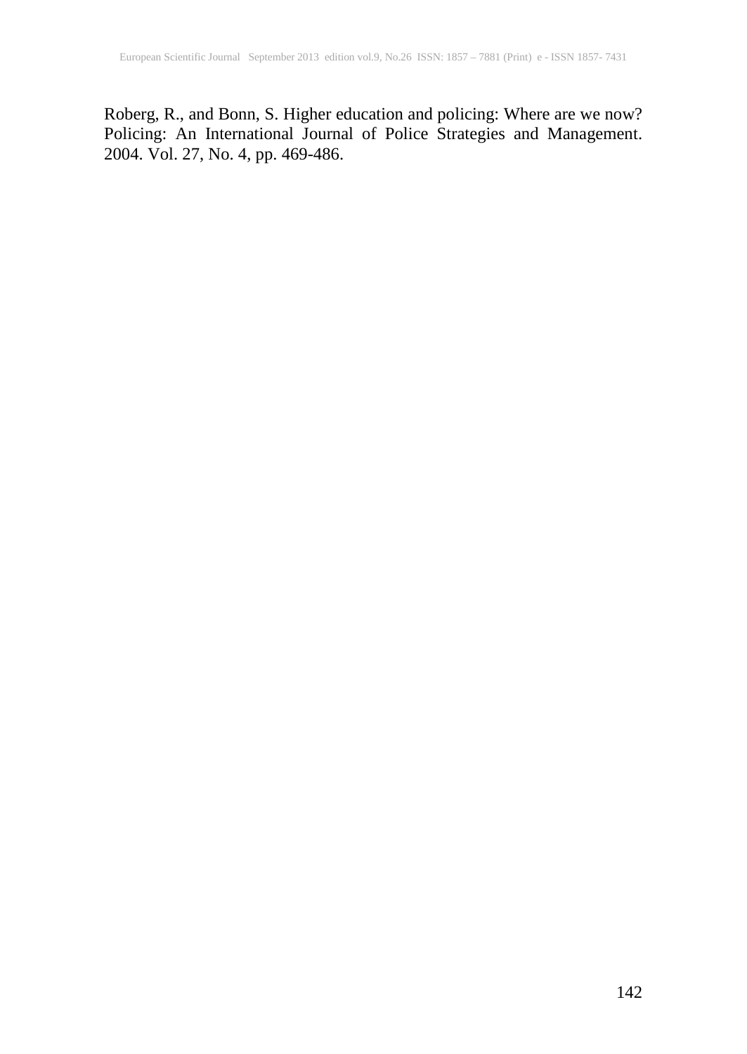Roberg, R., and Bonn, S. Higher education and policing: Where are we now? Policing: An International Journal of Police Strategies and Management. 2004. Vol. 27, No. 4, pp. 469-486.